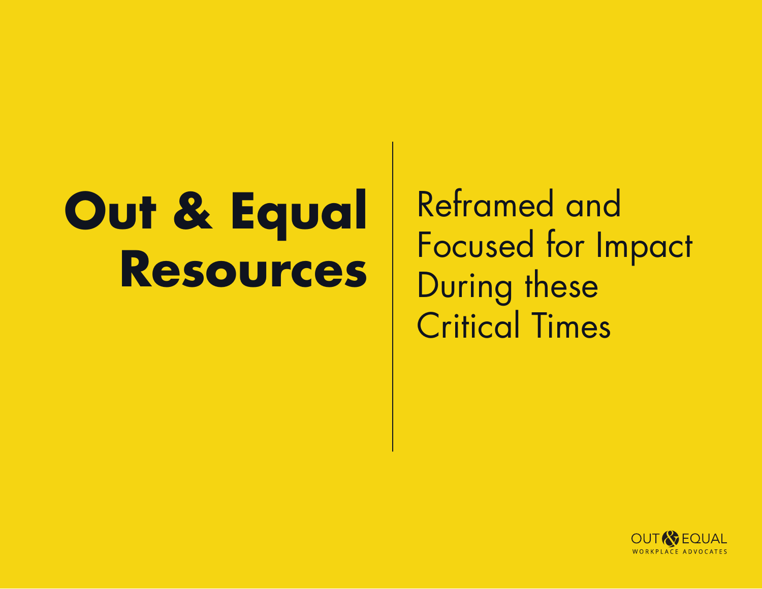# Out & Equal Resources

## Reframed and Focused for Impact During these Critical Times

OUT & EQUAL
WORKPLACE ADVOCATES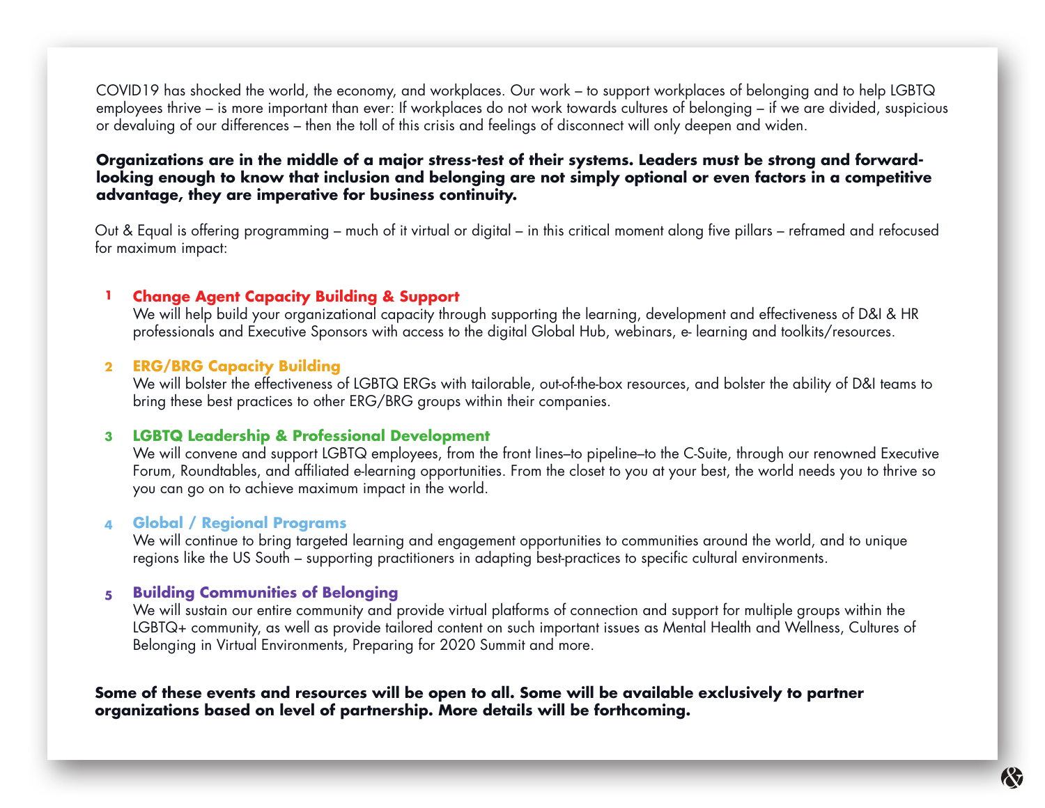COVID19 has shocked the world, the economy, and workplaces. Our work – to support workplaces of belonging and to help LGBTQ employees thrive – is more important than ever: If workplaces do not work towards cultures of belonging – if we are divided, suspicious or devaluing of our differences – then the toll of this crisis and feelings of disconnect will only deepen and widen.

**Organizations are in the middle of a major stress-test of their systems. Leaders must be strong and forward-looking enough to know that inclusion and belonging are not simply optional or even factors in a competitive advantage, they are imperative for business continuity.**

Out & Equal is offering programming – much of it virtual or digital – in this critical moment along five pillars – reframed and refocused for maximum impact:

1. **Change Agent Capacity Building & Support**
   We will help build your organizational capacity through supporting the learning, development and effectiveness of D&I & HR professionals and Executive Sponsors with access to the digital Global Hub, webinars, e- learning and toolkits/resources.

2. **ERG/BRG Capacity Building**
   We will bolster the effectiveness of LGBTQ ERGs with tailorable, out-of-the-box resources, and bolster the ability of D&I teams to bring these best practices to other ERG/BRG groups within their companies.

3. **LGBTQ Leadership & Professional Development**
   We will convene and support LGBTQ employees, from the front lines–to pipeline–to the C-Suite, through our renowned Executive Forum, Roundtables, and affiliated e-learning opportunities. From the closet to you at your best, the world needs you to thrive so you can go on to achieve maximum impact in the world.

4. **Global / Regional Programs**
   We will continue to bring targeted learning and engagement opportunities to communities around the world, and to unique regions like the US South – supporting practitioners in adapting best-practices to specific cultural environments.

5. **Building Communities of Belonging**
   We will sustain our entire community and provide virtual platforms of connection and support for multiple groups within the LGBTQ+ community, as well as provide tailored content on such important issues as Mental Health and Wellness, Cultures of Belonging in Virtual Environments, Preparing for 2020 Summit and more.

**Some of these events and resources will be open to all. Some will be available exclusively to partner organizations based on level of partnership. More details will be forthcoming.**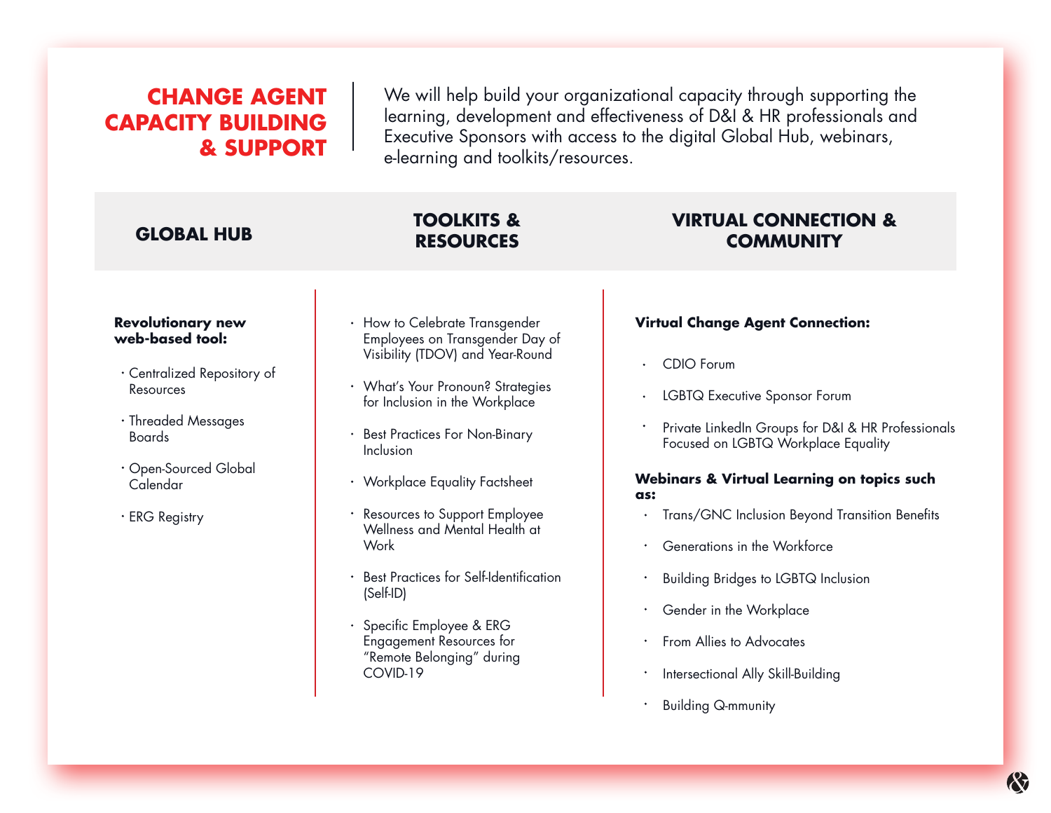# CHANGE AGENT CAPACITY BUILDING & SUPPORT

We will help build your organizational capacity through supporting the learning, development and effectiveness of D&I & HR professionals and Executive Sponsors with access to the digital Global Hub, webinars, e-learning and toolkits/resources.

## GLOBAL HUB

**Revolutionary new web-based tool:**

- Centralized Repository of Resources
- Threaded Messages Boards
- Open-Sourced Global Calendar
- ERG Registry

## TOOLKITS & RESOURCES

- How to Celebrate Transgender Employees on Transgender Day of Visibility (TDOV) and Year-Round
- What's Your Pronoun? Strategies for Inclusion in the Workplace
- Best Practices For Non-Binary Inclusion
- Workplace Equality Factsheet
- Resources to Support Employee Wellness and Mental Health at Work
- Best Practices for Self-Identification (Self-ID)
- Specific Employee & ERG Engagement Resources for "Remote Belonging" during COVID-19

## VIRTUAL CONNECTION & COMMUNITY

**Virtual Change Agent Connection:**

- CDIO Forum
- LGBTQ Executive Sponsor Forum
- Private LinkedIn Groups for D&I & HR Professionals Focused on LGBTQ Workplace Equality

**Webinars & Virtual Learning on topics such as:**

- Trans/GNC Inclusion Beyond Transition Benefits
- Generations in the Workforce
- Building Bridges to LGBTQ Inclusion
- Gender in the Workplace
- From Allies to Advocates
- Intersectional Ally Skill-Building
- Building Q-mmunity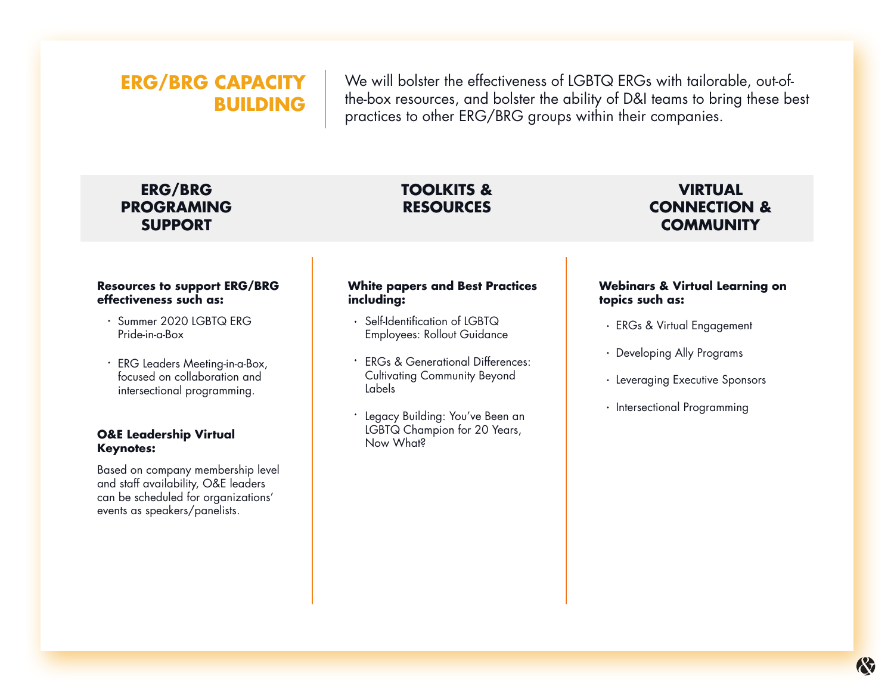## ERG/BRG CAPACITY BUILDING

We will bolster the effectiveness of LGBTQ ERGs with tailorable, out-of-the-box resources, and bolster the ability of D&I teams to bring these best practices to other ERG/BRG groups within their companies.

### ERG/BRG PROGRAMING SUPPORT

**Resources to support ERG/BRG effectiveness such as:**

- Summer 2020 LGBTQ ERG Pride-in-a-Box
- ERG Leaders Meeting-in-a-Box, focused on collaboration and intersectional programming.

**O&E Leadership Virtual Keynotes:**

Based on company membership level and staff availability, O&E leaders can be scheduled for organizations' events as speakers/panelists.

### TOOLKITS & RESOURCES

**White papers and Best Practices including:**

- Self-Identification of LGBTQ Employees: Rollout Guidance
- ERGs & Generational Differences: Cultivating Community Beyond Labels
- Legacy Building: You've Been an LGBTQ Champion for 20 Years, Now What?

### VIRTUAL CONNECTION & COMMUNITY

**Webinars & Virtual Learning on topics such as:**

- ERGs & Virtual Engagement
- Developing Ally Programs
- Leveraging Executive Sponsors
- Intersectional Programming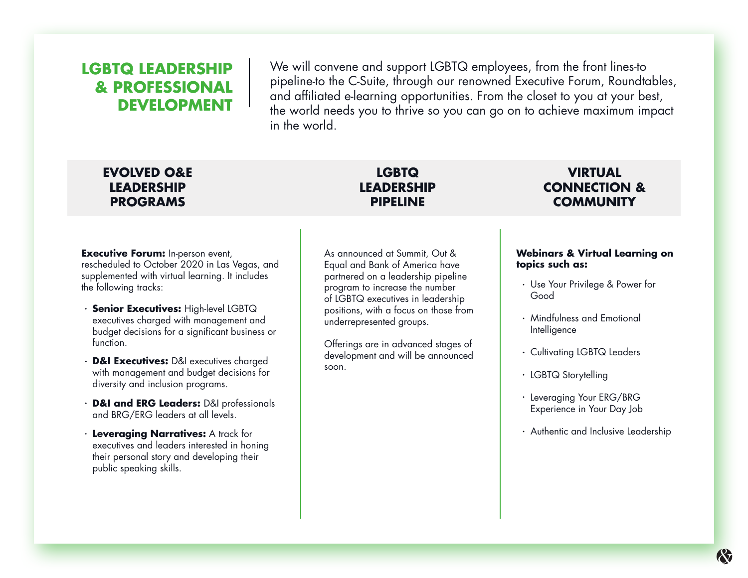# LGBTQ LEADERSHIP & PROFESSIONAL DEVELOPMENT

We will convene and support LGBTQ employees, from the front lines-to pipeline-to the C-Suite, through our renowned Executive Forum, Roundtables, and affiliated e-learning opportunities. From the closet to you at your best, the world needs you to thrive so you can go on to achieve maximum impact in the world.

## EVOLVED O&E LEADERSHIP PROGRAMS

**Executive Forum:** In-person event, rescheduled to October 2020 in Las Vegas, and supplemented with virtual learning. It includes the following tracks:

- **Senior Executives:** High-level LGBTQ executives charged with management and budget decisions for a significant business or function.
- **D&I Executives:** D&I executives charged with management and budget decisions for diversity and inclusion programs.
- **D&I and ERG Leaders:** D&I professionals and BRG/ERG leaders at all levels.
- **Leveraging Narratives:** A track for executives and leaders interested in honing their personal story and developing their public speaking skills.

## LGBTQ LEADERSHIP PIPELINE

As announced at Summit, Out & Equal and Bank of America have partnered on a leadership pipeline program to increase the number of LGBTQ executives in leadership positions, with a focus on those from underrepresented groups.

Offerings are in advanced stages of development and will be announced soon.

## VIRTUAL CONNECTION & COMMUNITY

**Webinars & Virtual Learning on topics such as:**

- Use Your Privilege & Power for Good
- Mindfulness and Emotional Intelligence
- Cultivating LGBTQ Leaders
- LGBTQ Storytelling
- Leveraging Your ERG/BRG Experience in Your Day Job
- Authentic and Inclusive Leadership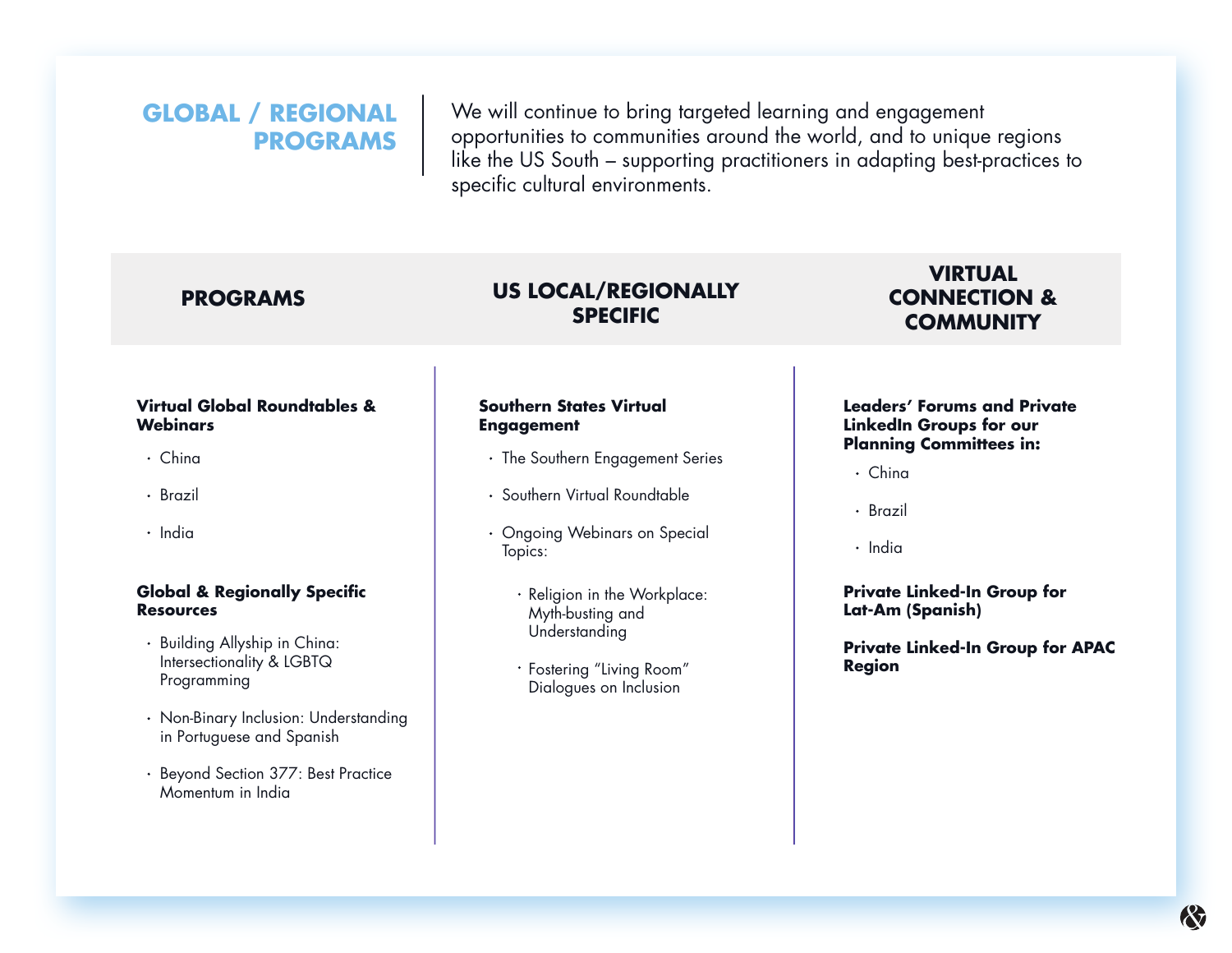## GLOBAL / REGIONAL PROGRAMS

We will continue to bring targeted learning and engagement opportunities to communities around the world, and to unique regions like the US South – supporting practitioners in adapting best-practices to specific cultural environments.

### PROGRAMS

**Virtual Global Roundtables & Webinars**

- China
- Brazil
- India

**Global & Regionally Specific Resources**

- Building Allyship in China: Intersectionality & LGBTQ Programming
- Non-Binary Inclusion: Understanding in Portuguese and Spanish
- Beyond Section 377: Best Practice Momentum in India

### US LOCAL/REGIONALLY SPECIFIC

**Southern States Virtual Engagement**

- The Southern Engagement Series
- Southern Virtual Roundtable
- Ongoing Webinars on Special Topics:
  - Religion in the Workplace: Myth-busting and Understanding
  - Fostering "Living Room" Dialogues on Inclusion

### VIRTUAL CONNECTION & COMMUNITY

**Leaders' Forums and Private LinkedIn Groups for our Planning Committees in:**

- China
- Brazil
- India

**Private Linked-In Group for Lat-Am (Spanish)**

**Private Linked-In Group for APAC Region**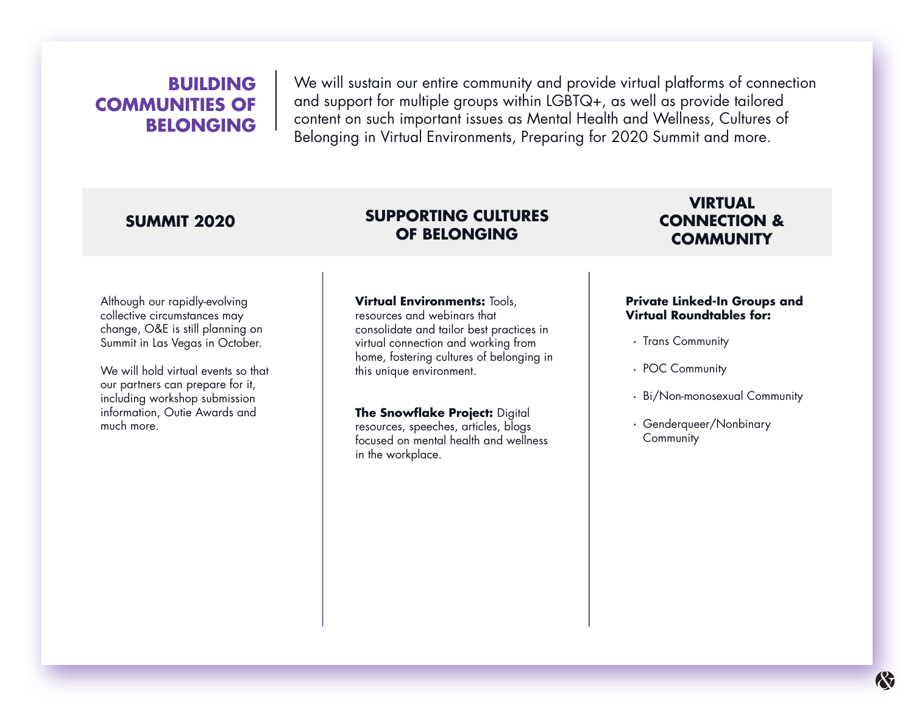# BUILDING COMMUNITIES OF BELONGING

We will sustain our entire community and provide virtual platforms of connection and support for multiple groups within LGBTQ+, as well as provide tailored content on such important issues as Mental Health and Wellness, Cultures of Belonging in Virtual Environments, Preparing for 2020 Summit and more.

## SUMMIT 2020

Although our rapidly-evolving collective circumstances may change, O&E is still planning on Summit in Las Vegas in October.

We will hold virtual events so that our partners can prepare for it, including workshop submission information, Outie Awards and much more.

## SUPPORTING CULTURES OF BELONGING

**Virtual Environments:** Tools, resources and webinars that consolidate and tailor best practices in virtual connection and working from home, fostering cultures of belonging in this unique environment.

**The Snowflake Project:** Digital resources, speeches, articles, blogs focused on mental health and wellness in the workplace.

## VIRTUAL CONNECTION & COMMUNITY

**Private Linked-In Groups and Virtual Roundtables for:**

- Trans Community
- POC Community
- Bi/Non-monosexual Community
- Genderqueer/Nonbinary Community